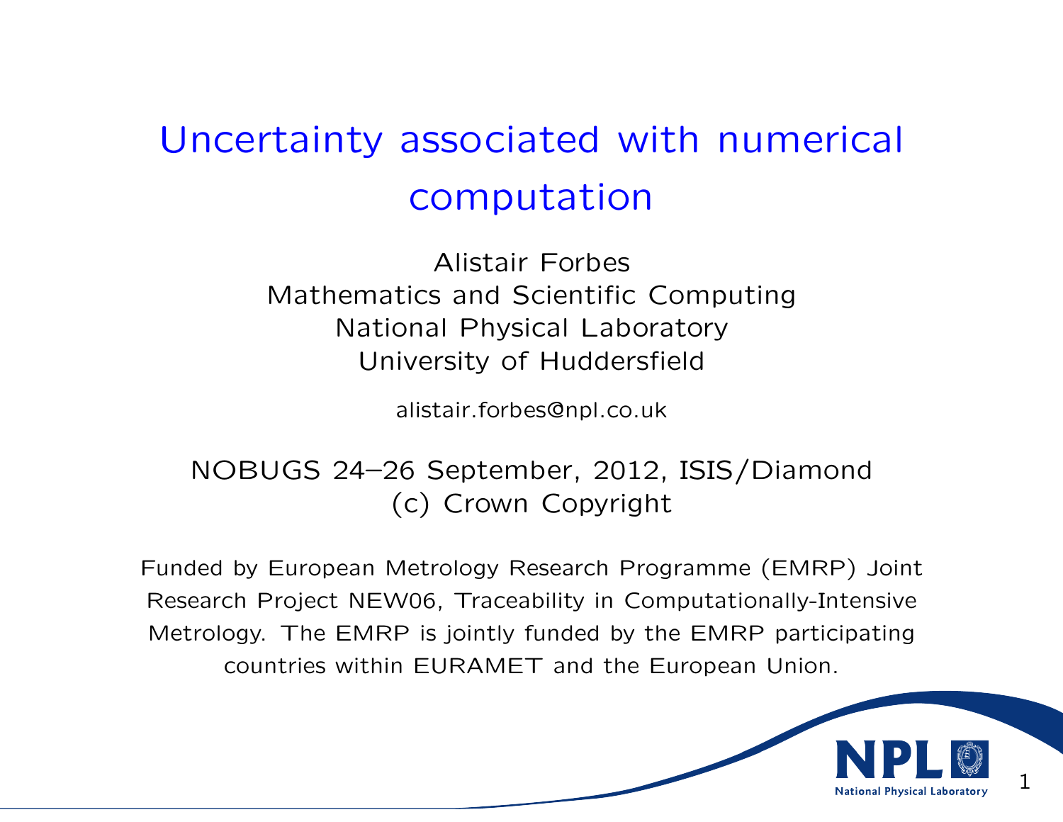# Uncertainty associated with numerical computation

Alistair Forbes
Mathematics and Scientific Computing
National Physical Laboratory
University of Huddersfield

alistair.forbes@npl.co.uk

NOBUGS 24–26 September, 2012, ISIS/Diamond
(c) Crown Copyright

Funded by European Metrology Research Programme (EMRP) Joint Research Project NEW06, Traceability in Computationally-Intensive Metrology. The EMRP is jointly funded by the EMRP participating countries within EURAMET and the European Union.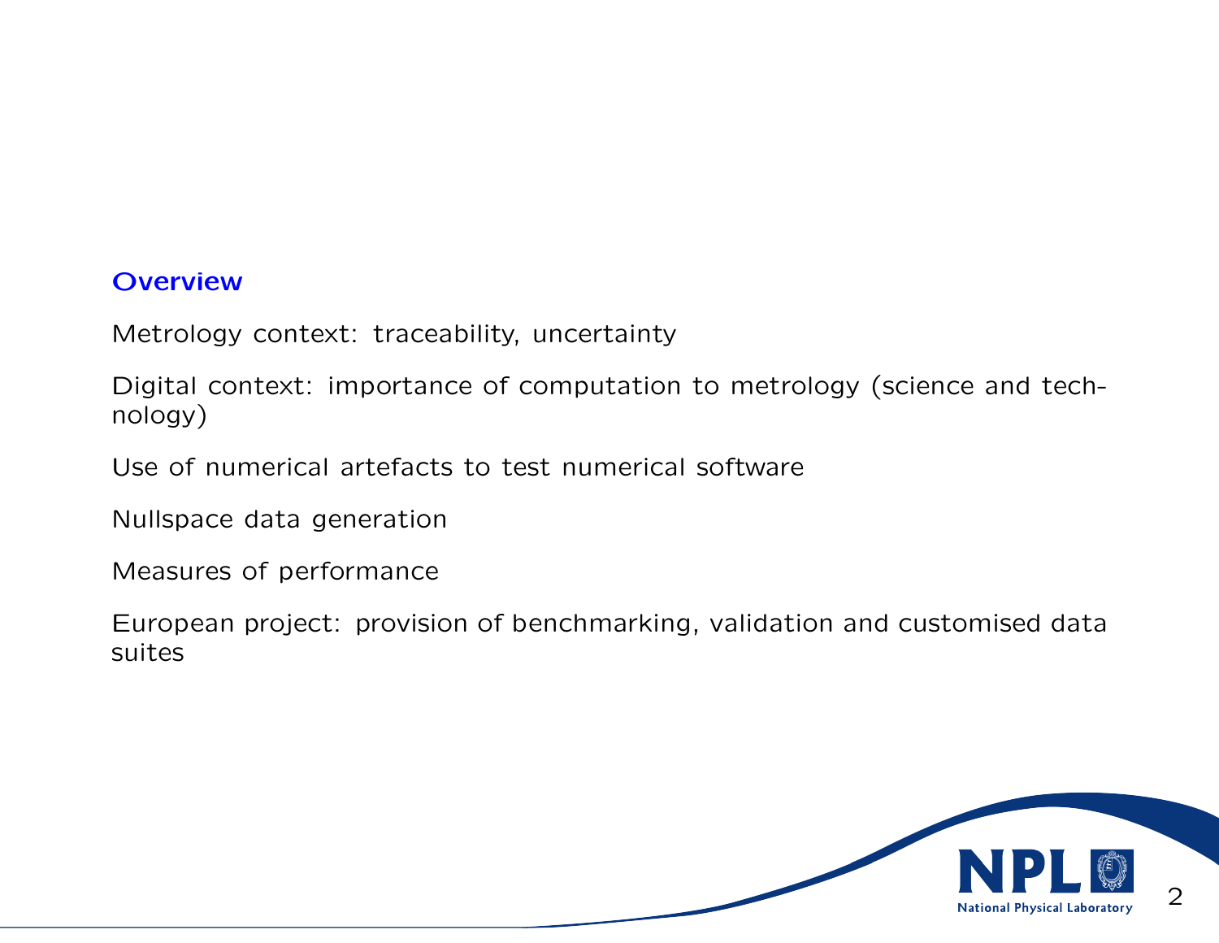## Overview

Metrology context: traceability, uncertainty

Digital context: importance of computation to metrology (science and technology)

Use of numerical artefacts to test numerical software

Nullspace data generation

Measures of performance

European project: provision of benchmarking, validation and customised data suites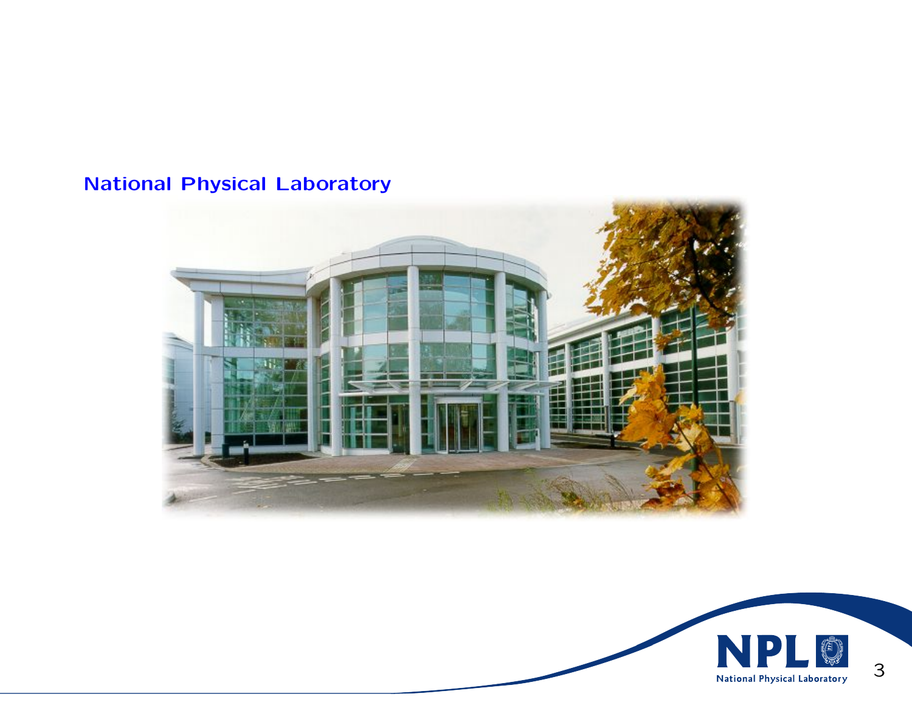## National Physical Laboratory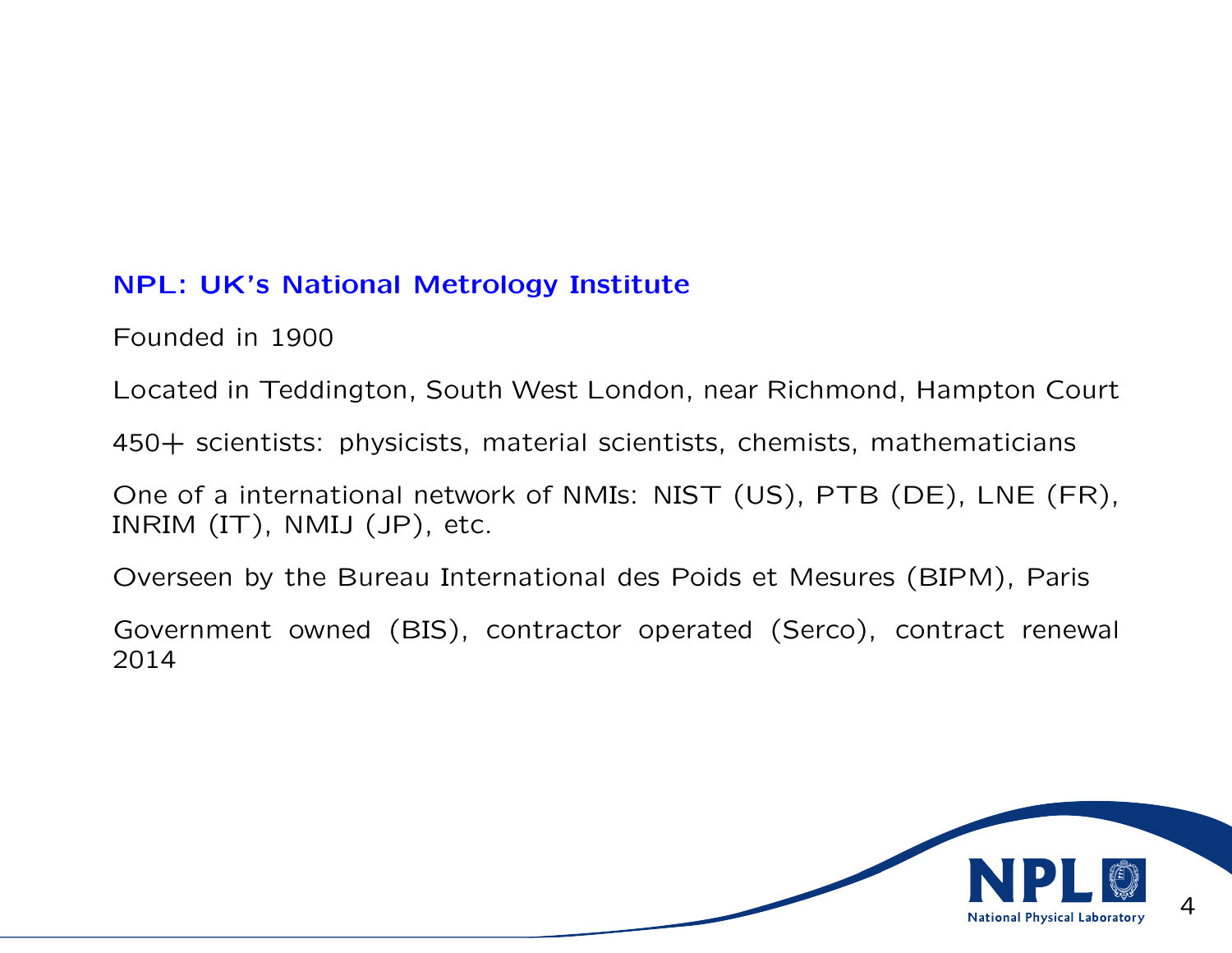## NPL: UK's National Metrology Institute

Founded in 1900

Located in Teddington, South West London, near Richmond, Hampton Court

450+ scientists: physicists, material scientists, chemists, mathematicians

One of a international network of NMIs: NIST (US), PTB (DE), LNE (FR), INRIM (IT), NMIJ (JP), etc.

Overseen by the Bureau International des Poids et Mesures (BIPM), Paris

Government owned (BIS), contractor operated (Serco), contract renewal 2014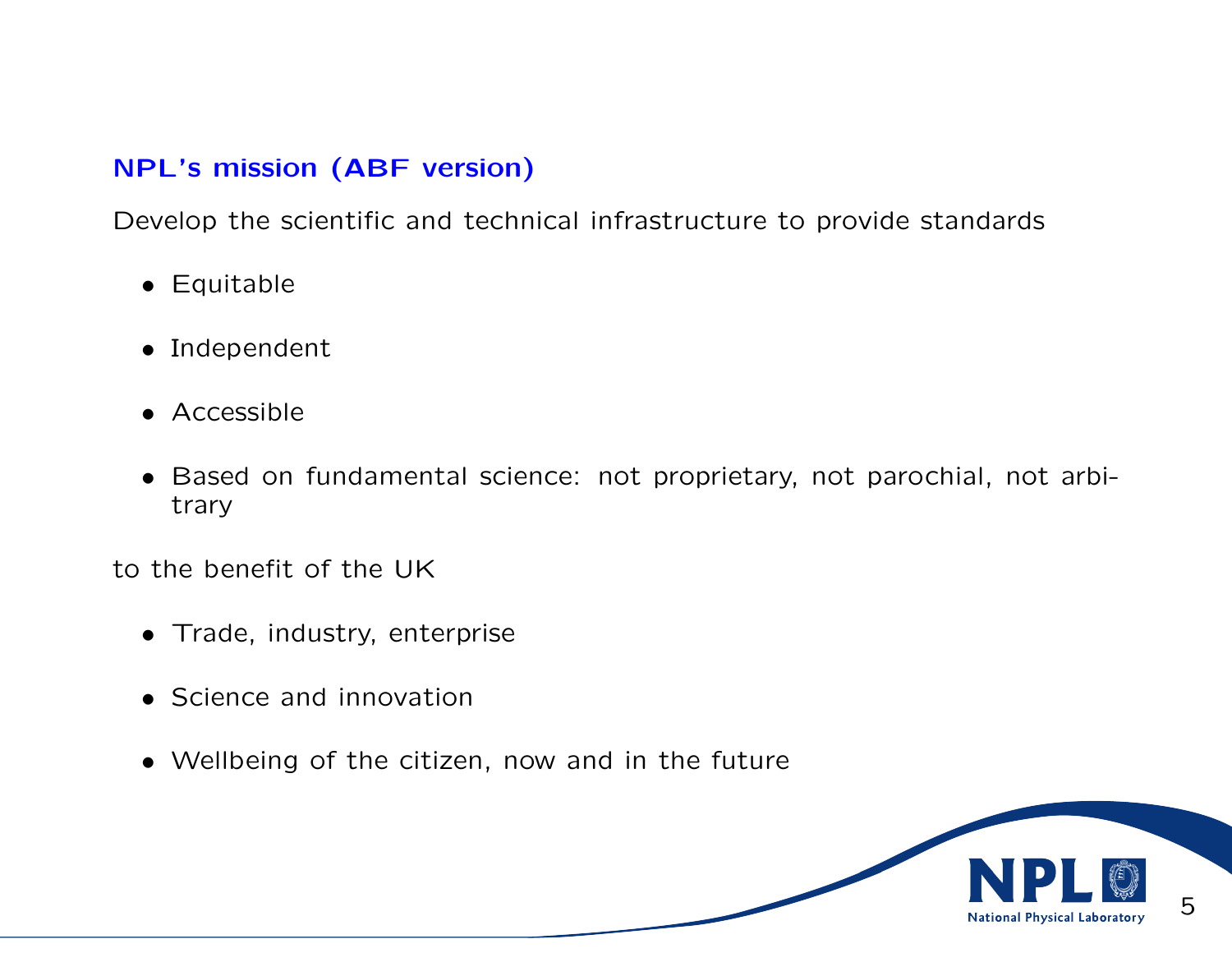## NPL's mission (ABF version)

Develop the scientific and technical infrastructure to provide standards

- Equitable
- Independent
- Accessible
- Based on fundamental science: not proprietary, not parochial, not arbitrary

to the benefit of the UK

- Trade, industry, enterprise
- Science and innovation
- Wellbeing of the citizen, now and in the future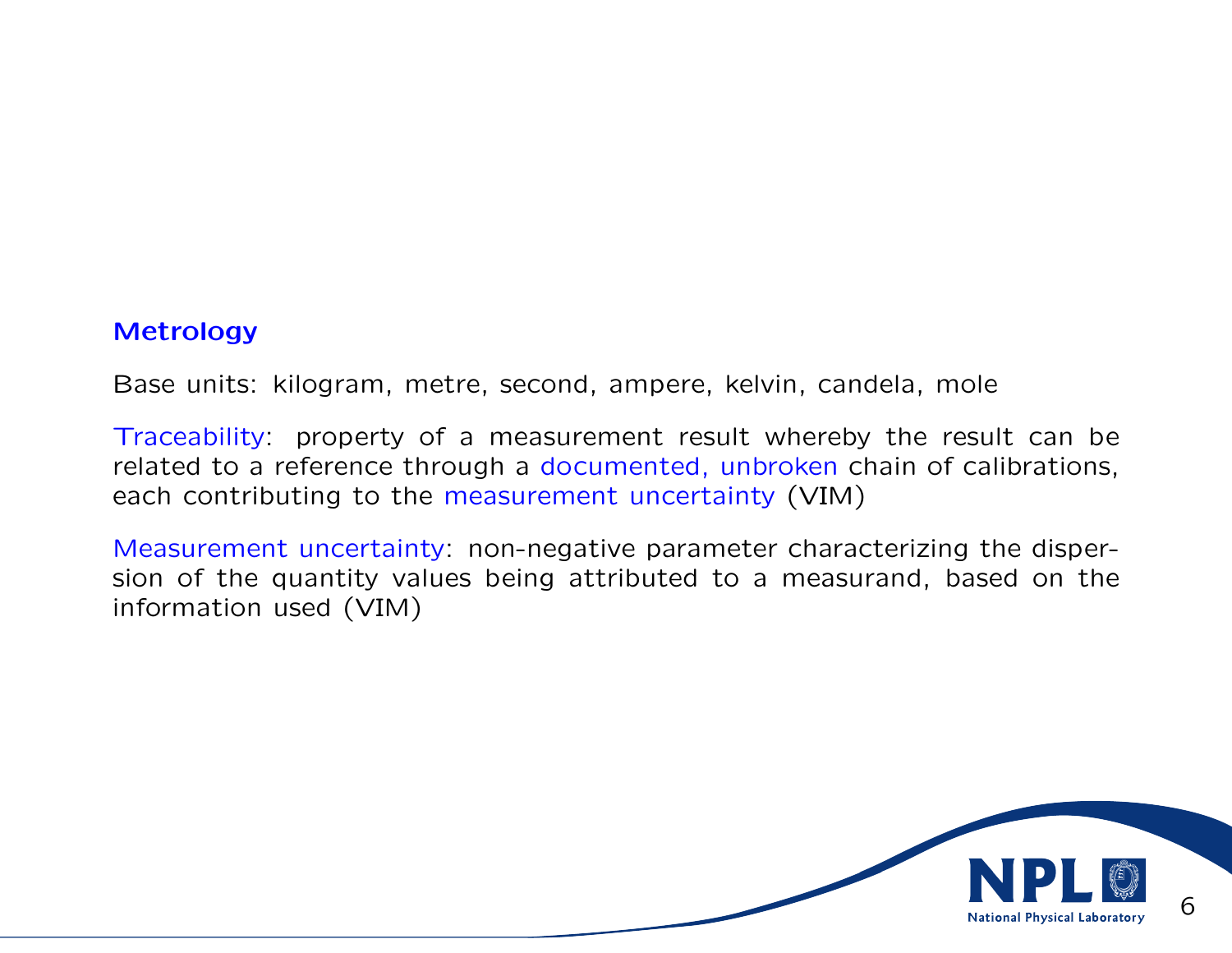## Metrology

Base units: kilogram, metre, second, ampere, kelvin, candela, mole

Traceability: property of a measurement result whereby the result can be related to a reference through a documented, unbroken chain of calibrations, each contributing to the measurement uncertainty (VIM)

Measurement uncertainty: non-negative parameter characterizing the dispersion of the quantity values being attributed to a measurand, based on the information used (VIM)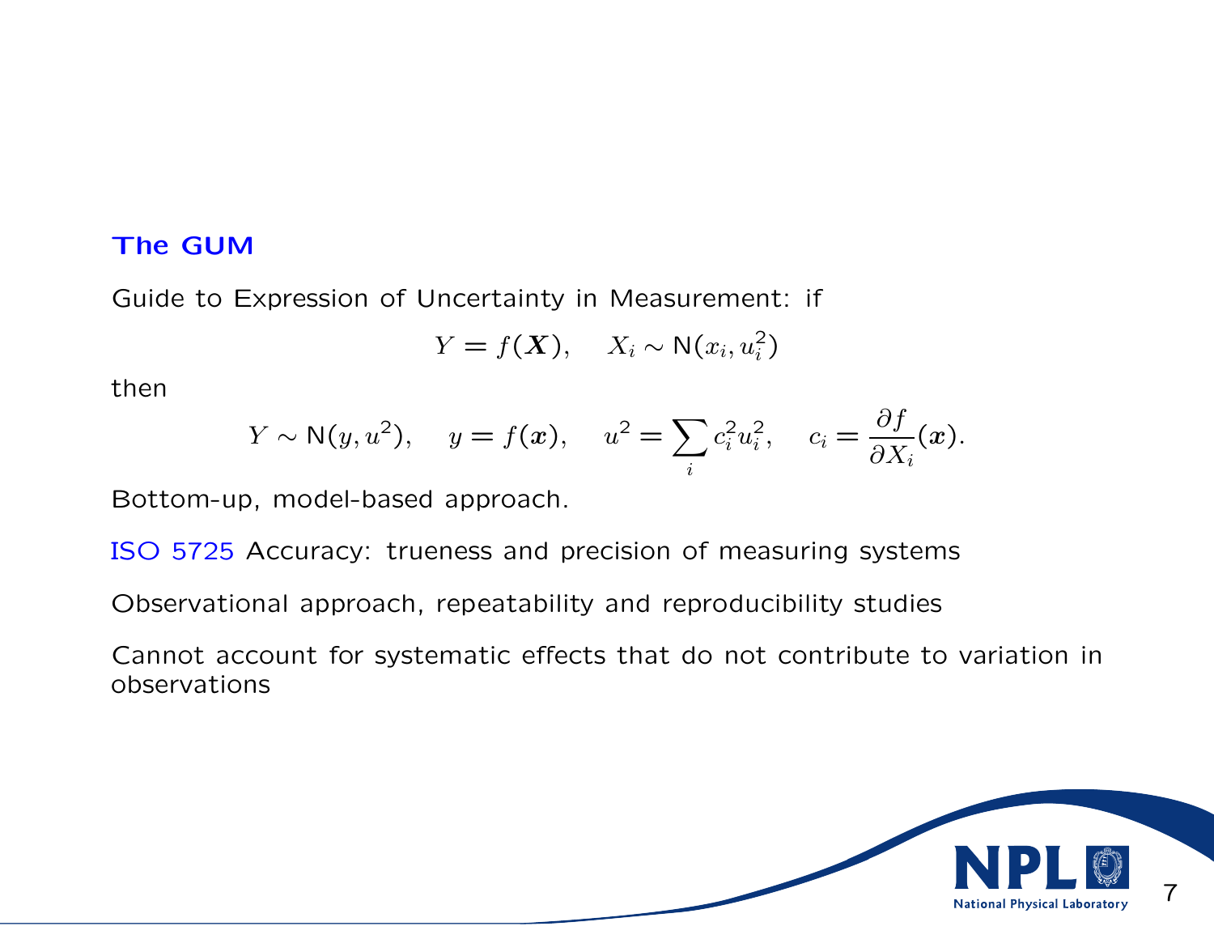## The GUM

Guide to Expression of Uncertainty in Measurement: if

$$Y = f(\boldsymbol{X}), \quad X_i \sim \mathrm{N}(x_i, u_i^2)$$

then

$$Y \sim \mathrm{N}(y, u^2), \quad y = f(\boldsymbol{x}), \quad u^2 = \sum_i c_i^2 u_i^2, \quad c_i = \frac{\partial f}{\partial X_i}(\boldsymbol{x}).$$

Bottom-up, model-based approach.

ISO 5725 Accuracy: trueness and precision of measuring systems

Observational approach, repeatability and reproducibility studies

Cannot account for systematic effects that do not contribute to variation in observations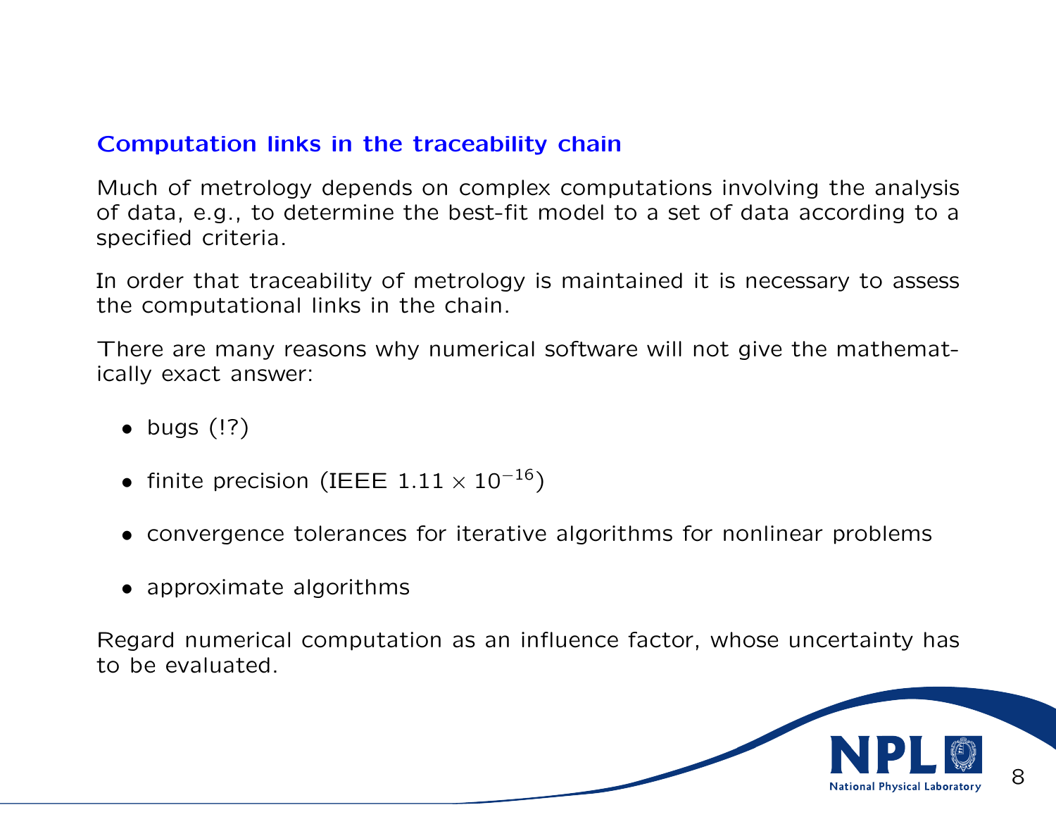## Computation links in the traceability chain

Much of metrology depends on complex computations involving the analysis of data, e.g., to determine the best-fit model to a set of data according to a specified criteria.

In order that traceability of metrology is maintained it is necessary to assess the computational links in the chain.

There are many reasons why numerical software will not give the mathematically exact answer:

- bugs (!?)
- finite precision (IEEE $1.11 \times 10^{-16}$)
- convergence tolerances for iterative algorithms for nonlinear problems
- approximate algorithms

Regard numerical computation as an influence factor, whose uncertainty has to be evaluated.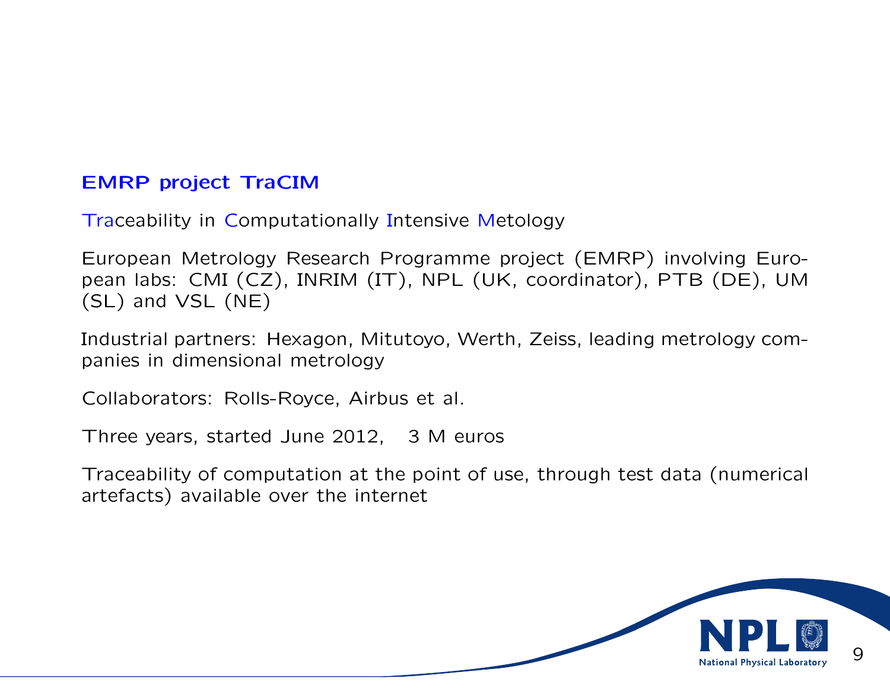## EMRP project TraCIM

Traceability in Computationally Intensive Metology

European Metrology Research Programme project (EMRP) involving European labs: CMI (CZ), INRIM (IT), NPL (UK, coordinator), PTB (DE), UM (SL) and VSL (NE)

Industrial partners: Hexagon, Mitutoyo, Werth, Zeiss, leading metrology companies in dimensional metrology

Collaborators: Rolls-Royce, Airbus et al.

Three years, started June 2012, 3 M euros

Traceability of computation at the point of use, through test data (numerical artefacts) available over the internet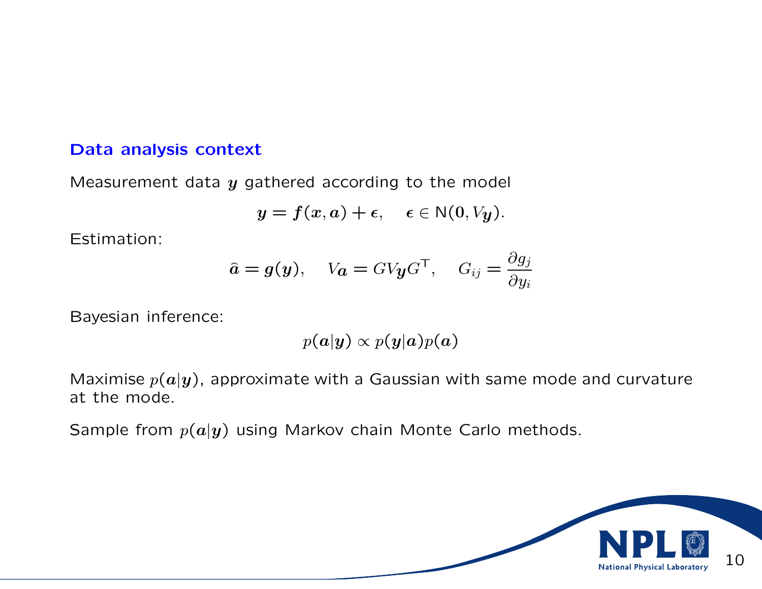## Data analysis context

Measurement data $\boldsymbol{y}$ gathered according to the model

$$\boldsymbol{y} = \boldsymbol{f}(\boldsymbol{x}, \boldsymbol{a}) + \boldsymbol{\epsilon}, \quad \boldsymbol{\epsilon} \in \mathrm{N}(\boldsymbol{0}, V_{\boldsymbol{y}}).$$

Estimation:

$$\hat{\boldsymbol{a}} = \boldsymbol{g}(\boldsymbol{y}), \quad V_{\boldsymbol{a}} = G V_{\boldsymbol{y}} G^{\mathsf{T}}, \quad G_{ij} = \frac{\partial g_j}{\partial y_i}$$

Bayesian inference:

$$p(\boldsymbol{a}|\boldsymbol{y}) \propto p(\boldsymbol{y}|\boldsymbol{a}) p(\boldsymbol{a})$$

Maximise $p(\boldsymbol{a}|\boldsymbol{y})$, approximate with a Gaussian with same mode and curvature at the mode.

Sample from $p(\boldsymbol{a}|\boldsymbol{y})$ using Markov chain Monte Carlo methods.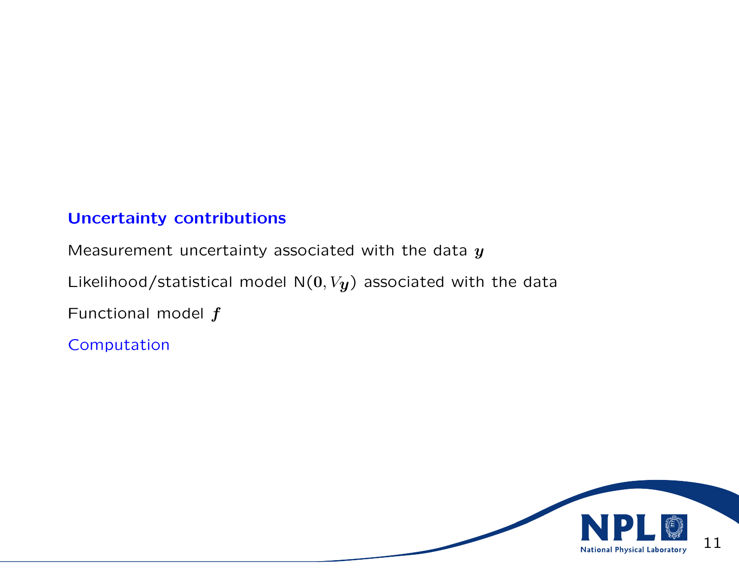## Uncertainty contributions

Measurement uncertainty associated with the data $\boldsymbol{y}$

Likelihood/statistical model $\mathrm{N}(\boldsymbol{0}, V_{\boldsymbol{y}})$ associated with the data

Functional model $\boldsymbol{f}$

Computation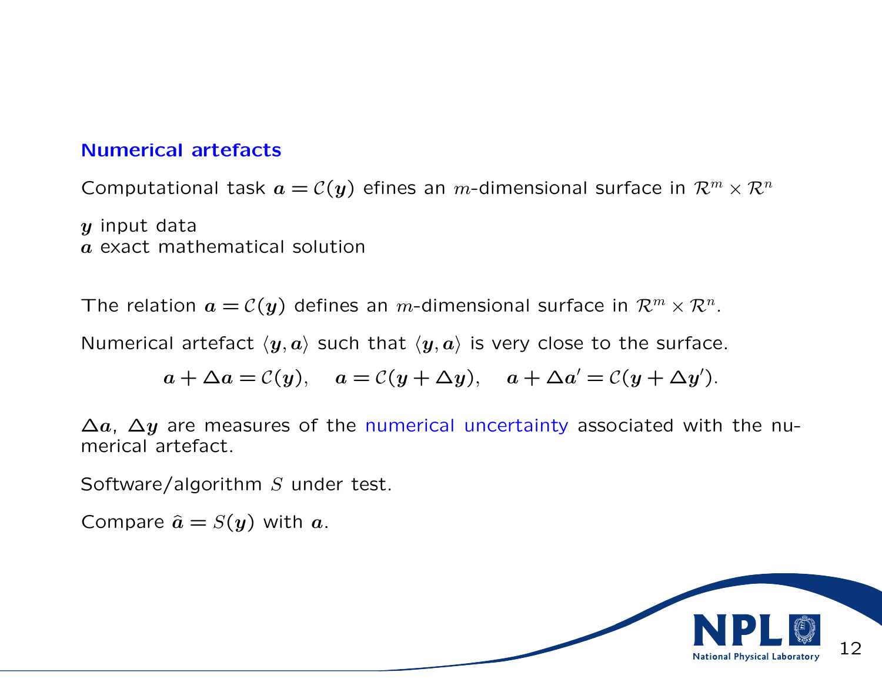## Numerical artefacts

Computational task $\boldsymbol{a} = \mathcal{C}(\boldsymbol{y})$ efines an $m$-dimensional surface in $\mathcal{R}^m \times \mathcal{R}^n$

$\boldsymbol{y}$ input data
$\boldsymbol{a}$ exact mathematical solution

The relation $\boldsymbol{a} = \mathcal{C}(\boldsymbol{y})$ defines an $m$-dimensional surface in $\mathcal{R}^m \times \mathcal{R}^n$.

Numerical artefact $\langle \boldsymbol{y}, \boldsymbol{a} \rangle$ such that $\langle \boldsymbol{y}, \boldsymbol{a} \rangle$ is very close to the surface.

$$\boldsymbol{a} + \Delta \boldsymbol{a} = \mathcal{C}(\boldsymbol{y}), \quad \boldsymbol{a} = \mathcal{C}(\boldsymbol{y} + \Delta \boldsymbol{y}), \quad \boldsymbol{a} + \Delta \boldsymbol{a}' = \mathcal{C}(\boldsymbol{y} + \Delta \boldsymbol{y}').$$

$\Delta \boldsymbol{a}$, $\Delta \boldsymbol{y}$ are measures of the numerical uncertainty associated with the numerical artefact.

Software/algorithm $S$ under test.

Compare $\hat{\boldsymbol{a}} = S(\boldsymbol{y})$ with $\boldsymbol{a}$.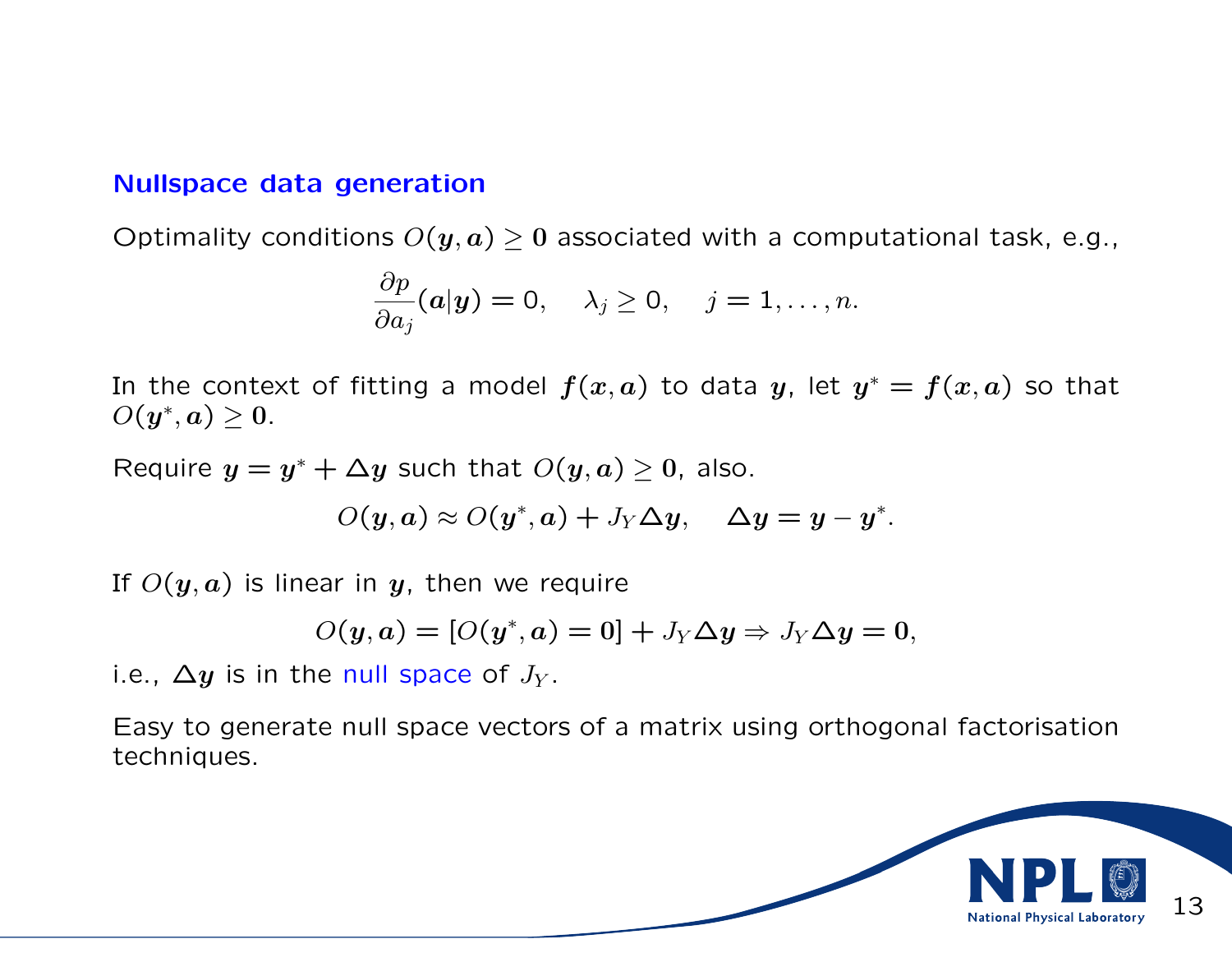## Nullspace data generation

Optimality conditions $O(\boldsymbol{y}, \boldsymbol{a}) \geq \boldsymbol{0}$ associated with a computational task, e.g.,

$$\frac{\partial p}{\partial a_j}(\boldsymbol{a}|\boldsymbol{y}) = 0, \quad \lambda_j \geq 0, \quad j = 1, \ldots, n.$$

In the context of fitting a model $\boldsymbol{f}(\boldsymbol{x}, \boldsymbol{a})$ to data $\boldsymbol{y}$, let $\boldsymbol{y}^* = \boldsymbol{f}(\boldsymbol{x}, \boldsymbol{a})$ so that $O(\boldsymbol{y}^*, \boldsymbol{a}) \geq \boldsymbol{0}$.

Require $\boldsymbol{y} = \boldsymbol{y}^* + \Delta\boldsymbol{y}$ such that $O(\boldsymbol{y}, \boldsymbol{a}) \geq \boldsymbol{0}$, also.

$$O(\boldsymbol{y}, \boldsymbol{a}) \approx O(\boldsymbol{y}^*, \boldsymbol{a}) + J_Y \Delta\boldsymbol{y}, \quad \Delta\boldsymbol{y} = \boldsymbol{y} - \boldsymbol{y}^*.$$

If $O(\boldsymbol{y}, \boldsymbol{a})$ is linear in $\boldsymbol{y}$, then we require

$$O(\boldsymbol{y}, \boldsymbol{a}) = [O(\boldsymbol{y}^*, \boldsymbol{a}) = \boldsymbol{0}] + J_Y \Delta\boldsymbol{y} \Rightarrow J_Y \Delta\boldsymbol{y} = \boldsymbol{0},$$

i.e., $\Delta\boldsymbol{y}$ is in the null space of $J_Y$.

Easy to generate null space vectors of a matrix using orthogonal factorisation techniques.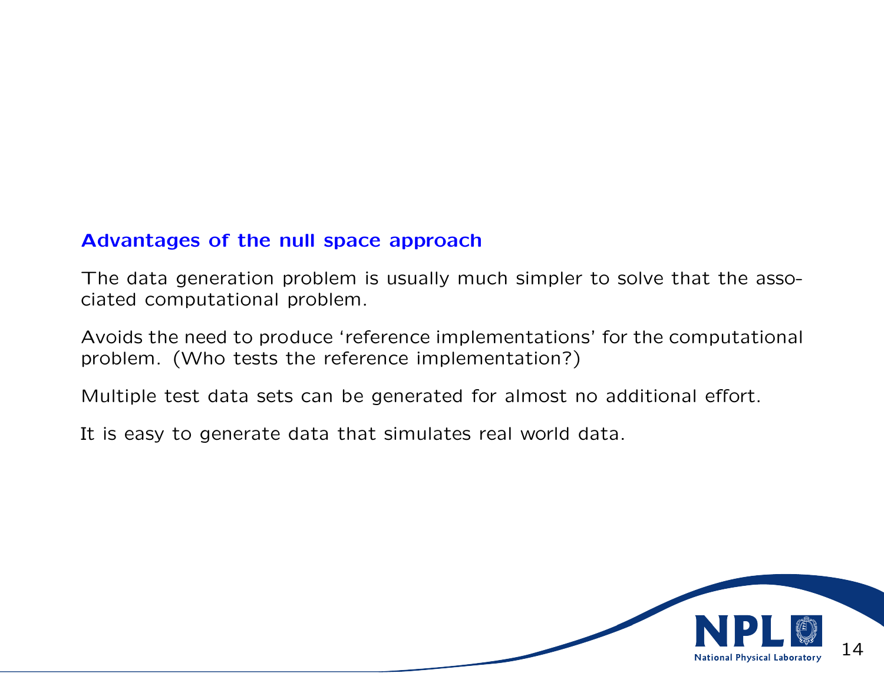## Advantages of the null space approach

The data generation problem is usually much simpler to solve that the associated computational problem.

Avoids the need to produce 'reference implementations' for the computational problem. (Who tests the reference implementation?)

Multiple test data sets can be generated for almost no additional effort.

It is easy to generate data that simulates real world data.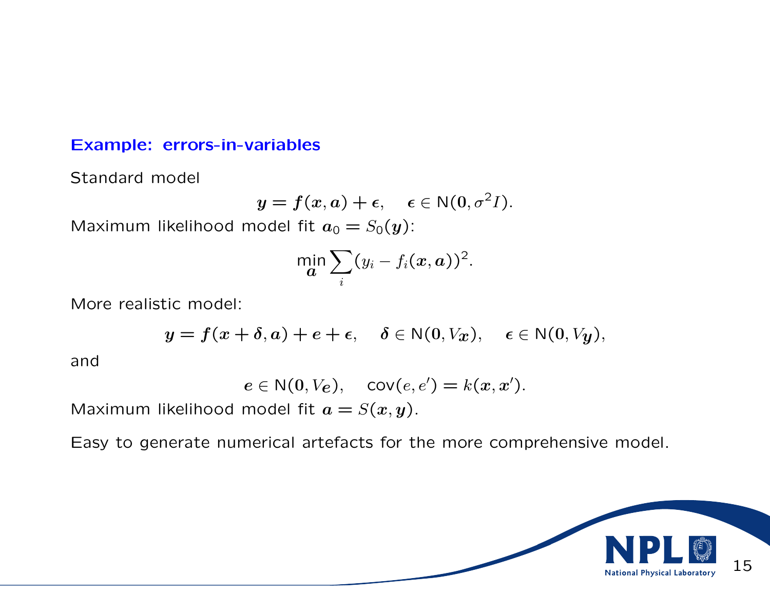### Example: errors-in-variables

Standard model

$$\boldsymbol{y} = \boldsymbol{f}(\boldsymbol{x}, \boldsymbol{a}) + \boldsymbol{\epsilon}, \quad \boldsymbol{\epsilon} \in \mathsf{N}(\boldsymbol{0}, \sigma^2 I).$$

Maximum likelihood model fit $\boldsymbol{a}_0 = S_0(\boldsymbol{y})$:

$$\min_{\boldsymbol{a}} \sum_i (y_i - f_i(\boldsymbol{x}, \boldsymbol{a}))^2.$$

More realistic model:

$$\boldsymbol{y} = \boldsymbol{f}(\boldsymbol{x} + \boldsymbol{\delta}, \boldsymbol{a}) + \boldsymbol{e} + \boldsymbol{\epsilon}, \quad \boldsymbol{\delta} \in \mathsf{N}(\boldsymbol{0}, V_{\boldsymbol{x}}), \quad \boldsymbol{\epsilon} \in \mathsf{N}(\boldsymbol{0}, V_{\boldsymbol{y}}),$$

and

$$\boldsymbol{e} \in \mathsf{N}(\boldsymbol{0}, V_{\boldsymbol{e}}), \quad \mathsf{cov}(e, e') = k(\boldsymbol{x}, \boldsymbol{x}').$$

Maximum likelihood model fit $\boldsymbol{a} = S(\boldsymbol{x}, \boldsymbol{y})$.

Easy to generate numerical artefacts for the more comprehensive model.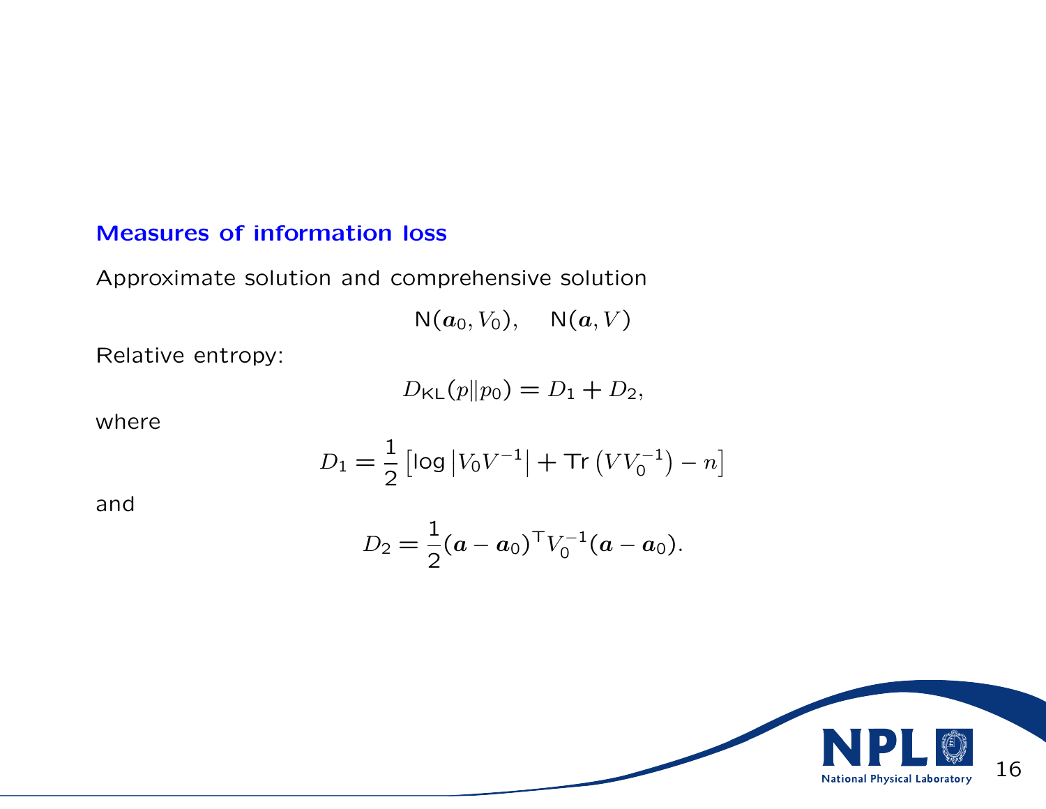## Measures of information loss

Approximate solution and comprehensive solution

$$\mathsf{N}(\boldsymbol{a}_0, V_0), \quad \mathsf{N}(\boldsymbol{a}, V)$$

Relative entropy:

$$D_{\mathsf{KL}}(p \| p_0) = D_1 + D_2,$$

where

$$D_1 = \frac{1}{2}\left[\log\left|V_0 V^{-1}\right| + \mathsf{Tr}\left(V V_0^{-1}\right) - n\right]$$

and

$$D_2 = \frac{1}{2}(\boldsymbol{a} - \boldsymbol{a}_0)^{\top} V_0^{-1} (\boldsymbol{a} - \boldsymbol{a}_0).$$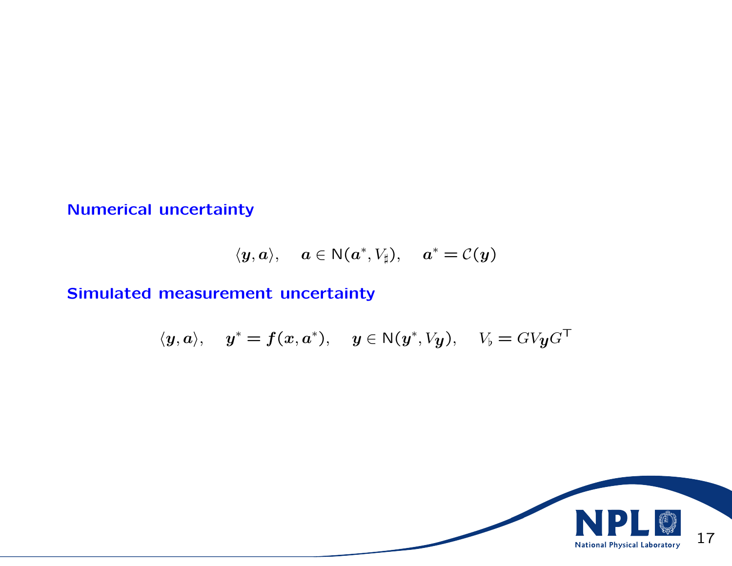**Numerical uncertainty**

$$\langle \boldsymbol{y}, \boldsymbol{a} \rangle, \quad \boldsymbol{a} \in \mathsf{N}(\boldsymbol{a}^*, V_\sharp), \quad \boldsymbol{a}^* = \mathcal{C}(\boldsymbol{y})$$

**Simulated measurement uncertainty**

$$\langle \boldsymbol{y}, \boldsymbol{a} \rangle, \quad \boldsymbol{y}^* = \boldsymbol{f}(\boldsymbol{x}, \boldsymbol{a}^*), \quad \boldsymbol{y} \in \mathsf{N}(\boldsymbol{y}^*, V_{\boldsymbol{y}}), \quad V_\flat = G V_{\boldsymbol{y}} G^\top$$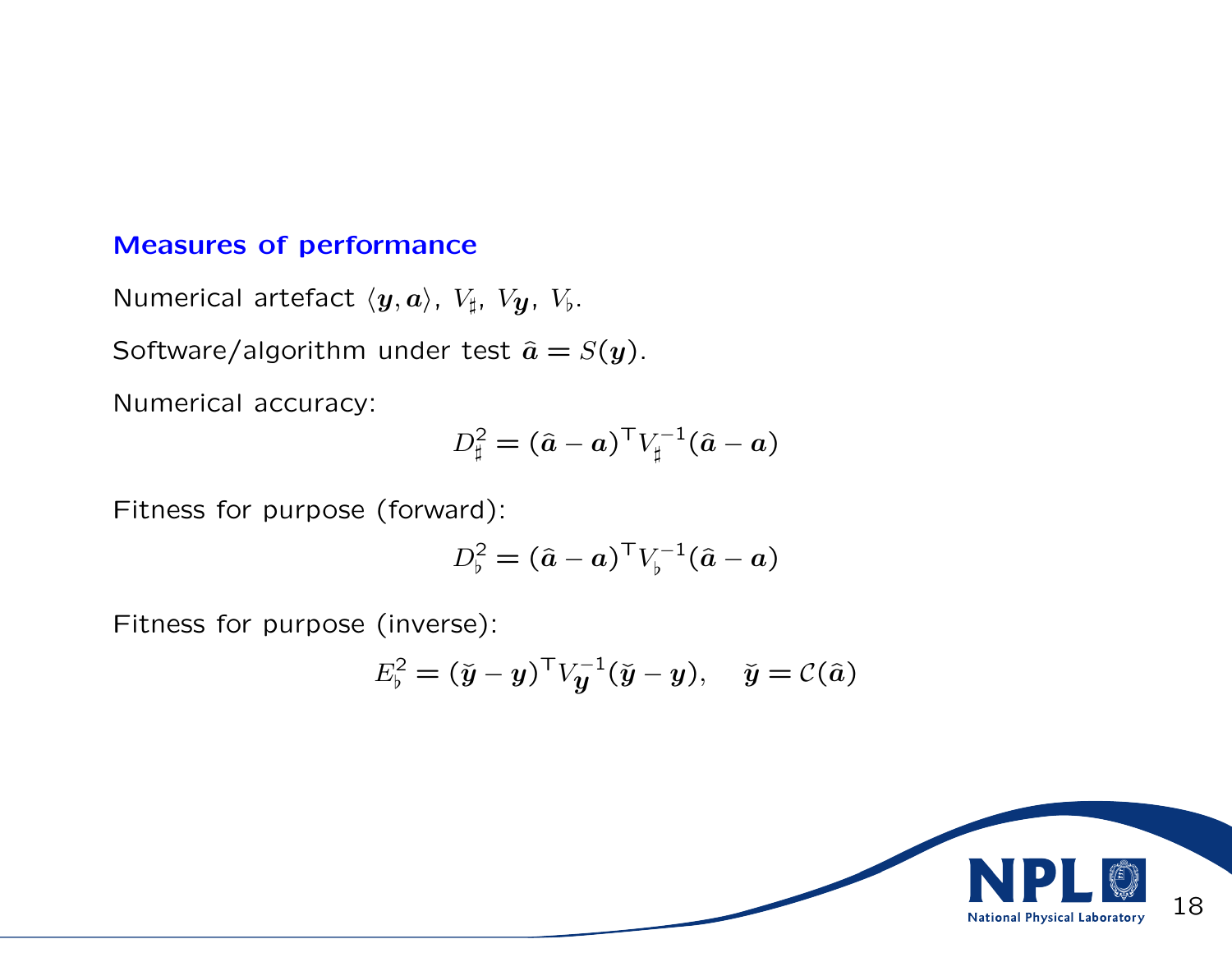## Measures of performance

Numerical artefact $\langle \boldsymbol{y}, \boldsymbol{a} \rangle$, $V_\sharp$, $V_{\boldsymbol{y}}$, $V_\flat$.

Software/algorithm under test $\hat{\boldsymbol{a}} = S(\boldsymbol{y})$.

Numerical accuracy:

$$D_\sharp^2 = (\hat{\boldsymbol{a}} - \boldsymbol{a})^\top V_\sharp^{-1} (\hat{\boldsymbol{a}} - \boldsymbol{a})$$

Fitness for purpose (forward):

$$D_\flat^2 = (\hat{\boldsymbol{a}} - \boldsymbol{a})^\top V_\flat^{-1} (\hat{\boldsymbol{a}} - \boldsymbol{a})$$

Fitness for purpose (inverse):

$$E_\flat^2 = (\check{\boldsymbol{y}} - \boldsymbol{y})^\top V_{\boldsymbol{y}}^{-1} (\check{\boldsymbol{y}} - \boldsymbol{y}), \quad \check{\boldsymbol{y}} = \mathcal{C}(\hat{\boldsymbol{a}})$$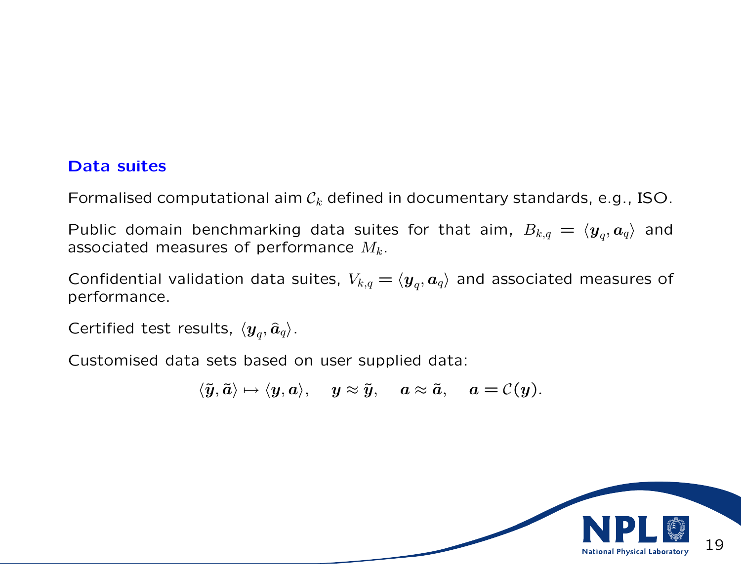## Data suites

Formalised computational aim $\mathcal{C}_k$ defined in documentary standards, e.g., ISO.

Public domain benchmarking data suites for that aim, $B_{k,q} = \langle \boldsymbol{y}_q, \boldsymbol{a}_q \rangle$ and associated measures of performance $M_k$.

Confidential validation data suites, $V_{k,q} = \langle \boldsymbol{y}_q, \boldsymbol{a}_q \rangle$ and associated measures of performance.

Certified test results, $\langle \boldsymbol{y}_q, \widehat{\boldsymbol{a}}_q \rangle$.

Customised data sets based on user supplied data:

$$\langle \tilde{\boldsymbol{y}}, \tilde{\boldsymbol{a}} \rangle \mapsto \langle \boldsymbol{y}, \boldsymbol{a} \rangle, \quad \boldsymbol{y} \approx \tilde{\boldsymbol{y}}, \quad \boldsymbol{a} \approx \tilde{\boldsymbol{a}}, \quad \boldsymbol{a} = \mathcal{C}(\boldsymbol{y}).$$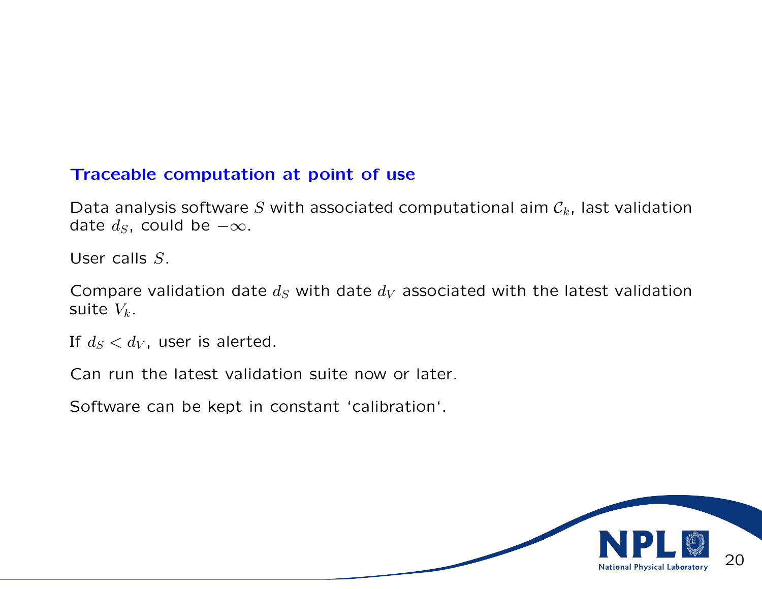## Traceable computation at point of use

Data analysis software $S$ with associated computational aim $\mathcal{C}_k$, last validation date $d_S$, could be $-\infty$.

User calls $S$.

Compare validation date $d_S$ with date $d_V$ associated with the latest validation suite $V_k$.

If $d_S < d_V$, user is alerted.

Can run the latest validation suite now or later.

Software can be kept in constant 'calibration'.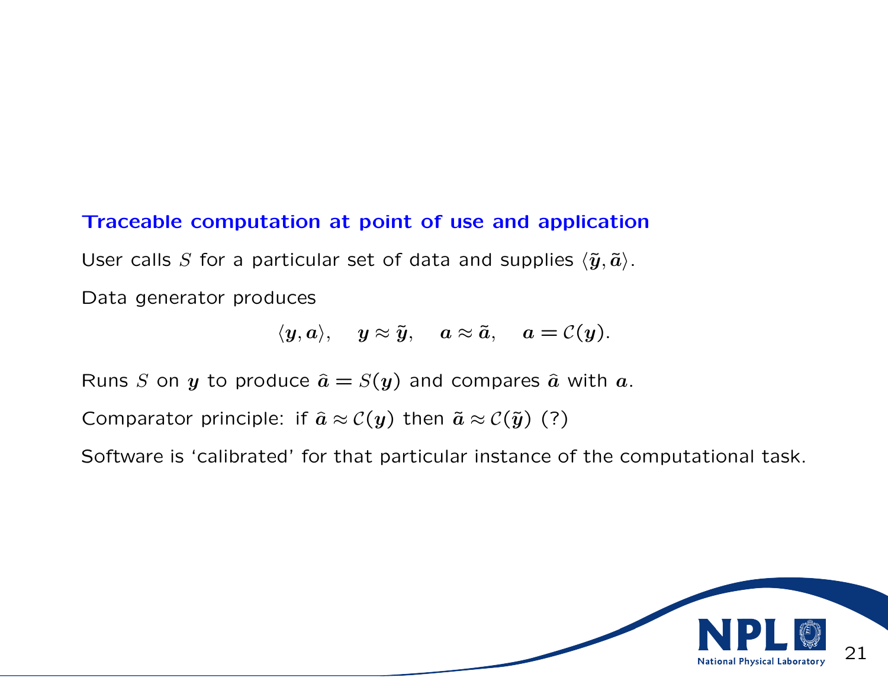### Traceable computation at point of use and application

User calls $S$ for a particular set of data and supplies $\langle \tilde{\boldsymbol{y}}, \tilde{\boldsymbol{a}} \rangle$.

Data generator produces

$$\langle \boldsymbol{y}, \boldsymbol{a} \rangle, \quad \boldsymbol{y} \approx \tilde{\boldsymbol{y}}, \quad \boldsymbol{a} \approx \tilde{\boldsymbol{a}}, \quad \boldsymbol{a} = \mathcal{C}(\boldsymbol{y}).$$

Runs $S$ on $\boldsymbol{y}$ to produce $\hat{\boldsymbol{a}} = S(\boldsymbol{y})$ and compares $\hat{\boldsymbol{a}}$ with $\boldsymbol{a}$.

Comparator principle: if $\hat{\boldsymbol{a}} \approx \mathcal{C}(\boldsymbol{y})$ then $\tilde{\boldsymbol{a}} \approx \mathcal{C}(\tilde{\boldsymbol{y}})$ (?)

Software is 'calibrated' for that particular instance of the computational task.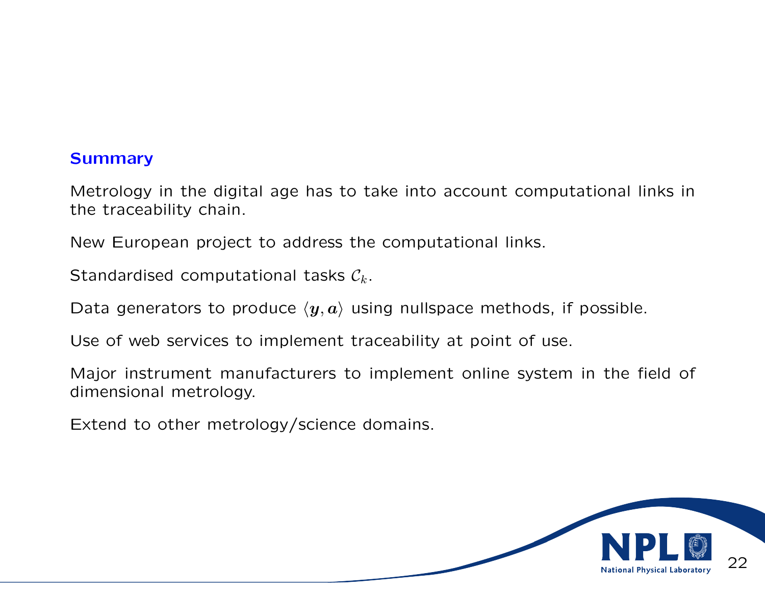## Summary

Metrology in the digital age has to take into account computational links in the traceability chain.

New European project to address the computational links.

Standardised computational tasks $\mathcal{C}_k$.

Data generators to produce $\langle \boldsymbol{y}, \boldsymbol{a} \rangle$ using nullspace methods, if possible.

Use of web services to implement traceability at point of use.

Major instrument manufacturers to implement online system in the field of dimensional metrology.

Extend to other metrology/science domains.